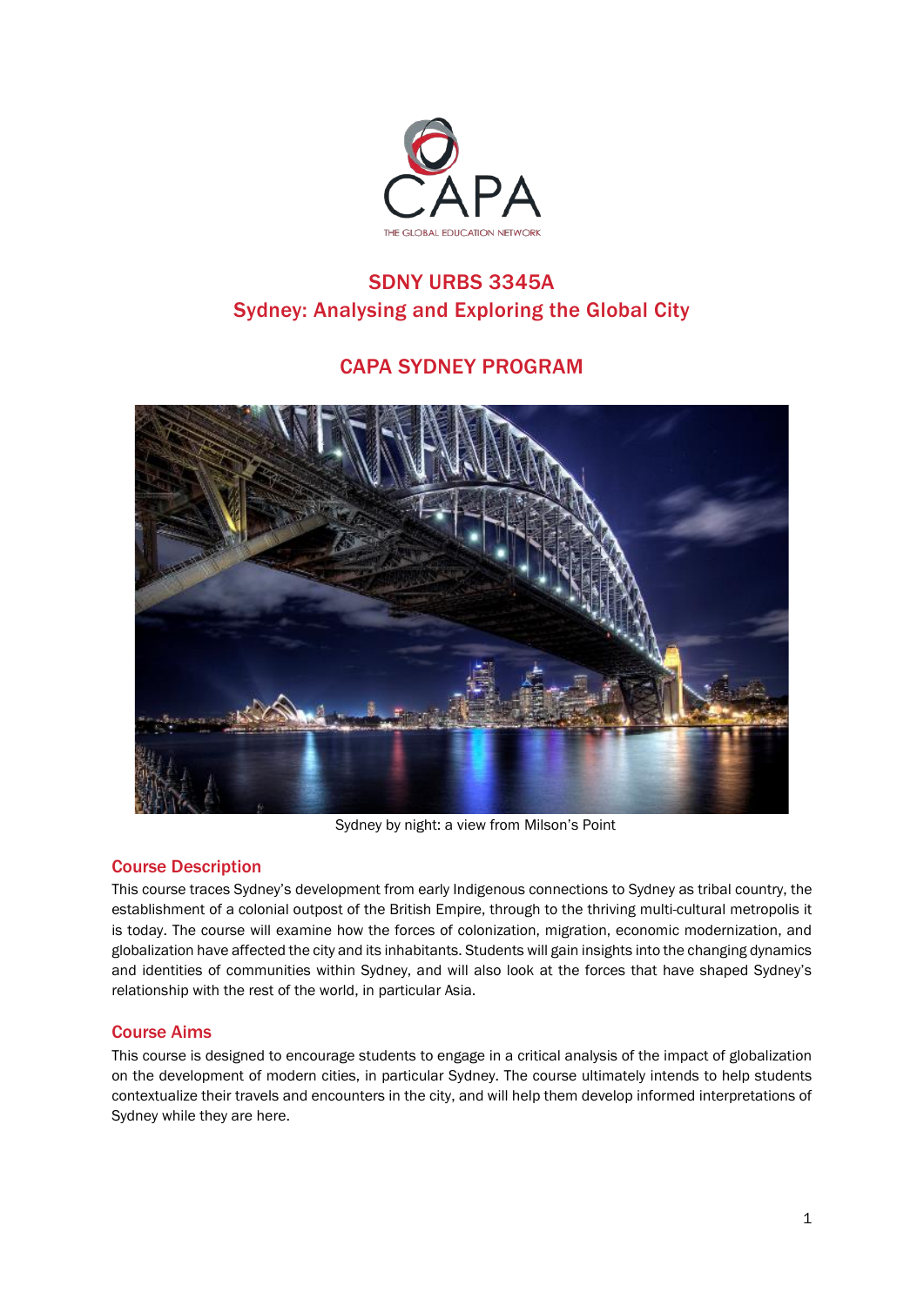CAPA

THE GLOBAL EDUCATION NETWORK

# SDNY URBS 3345A
# Sydney: Analysing and Exploring the Global City

## CAPA SYDNEY PROGRAM

Sydney by night: a view from Milson's Point

## Course Description

This course traces Sydney's development from early Indigenous connections to Sydney as tribal country, the establishment of a colonial outpost of the British Empire, through to the thriving multi-cultural metropolis it is today. The course will examine how the forces of colonization, migration, economic modernization, and globalization have affected the city and its inhabitants. Students will gain insights into the changing dynamics and identities of communities within Sydney, and will also look at the forces that have shaped Sydney's relationship with the rest of the world, in particular Asia.

## Course Aims

This course is designed to encourage students to engage in a critical analysis of the impact of globalization on the development of modern cities, in particular Sydney. The course ultimately intends to help students contextualize their travels and encounters in the city, and will help them develop informed interpretations of Sydney while they are here.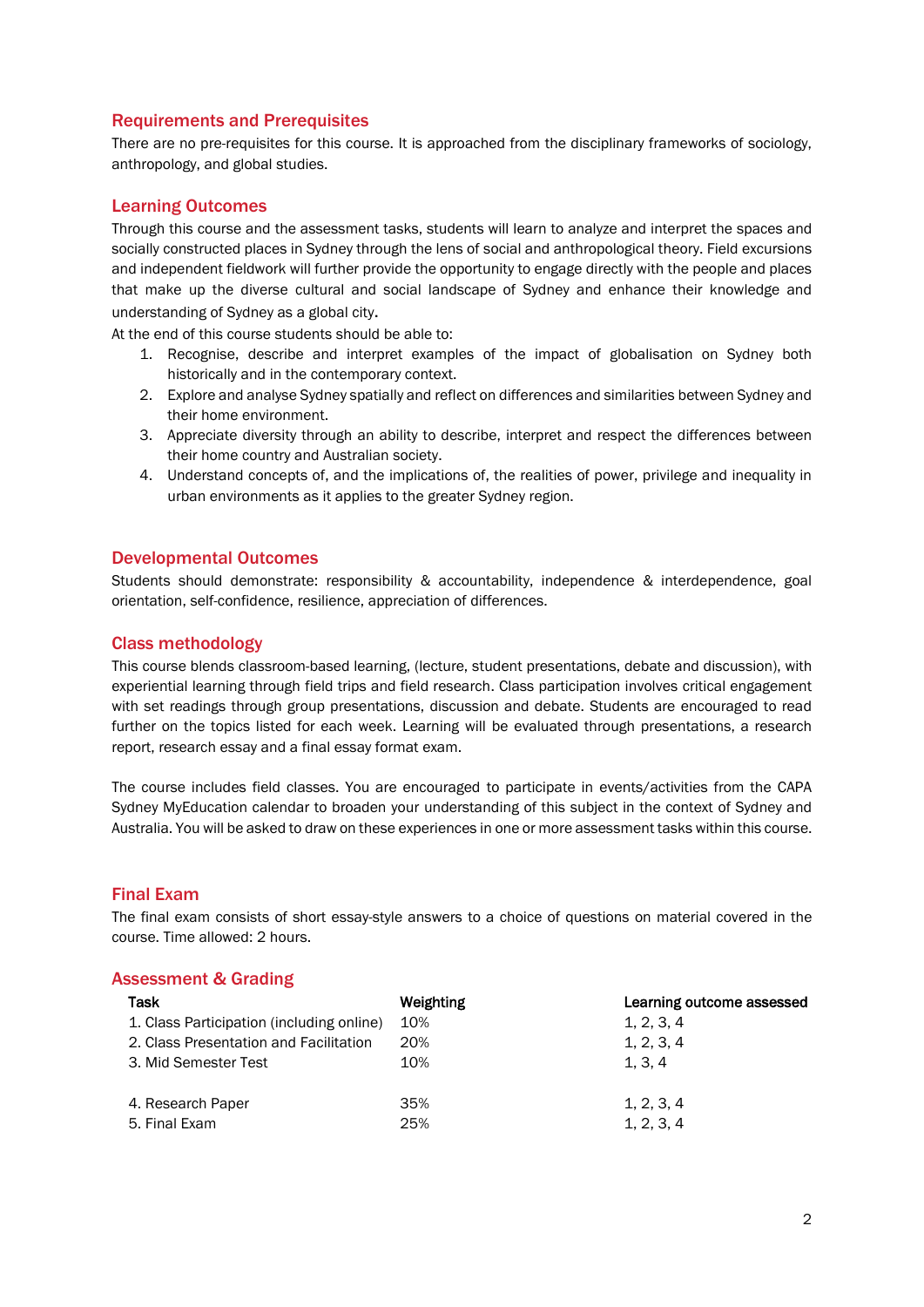## Requirements and Prerequisites

There are no pre-requisites for this course. It is approached from the disciplinary frameworks of sociology, anthropology, and global studies.

## Learning Outcomes

Through this course and the assessment tasks, students will learn to analyze and interpret the spaces and socially constructed places in Sydney through the lens of social and anthropological theory. Field excursions and independent fieldwork will further provide the opportunity to engage directly with the people and places that make up the diverse cultural and social landscape of Sydney and enhance their knowledge and understanding of Sydney as a global city.

At the end of this course students should be able to:

1. Recognise, describe and interpret examples of the impact of globalisation on Sydney both historically and in the contemporary context.
2. Explore and analyse Sydney spatially and reflect on differences and similarities between Sydney and their home environment.
3. Appreciate diversity through an ability to describe, interpret and respect the differences between their home country and Australian society.
4. Understand concepts of, and the implications of, the realities of power, privilege and inequality in urban environments as it applies to the greater Sydney region.

## Developmental Outcomes

Students should demonstrate: responsibility & accountability, independence & interdependence, goal orientation, self-confidence, resilience, appreciation of differences.

## Class methodology

This course blends classroom-based learning, (lecture, student presentations, debate and discussion), with experiential learning through field trips and field research. Class participation involves critical engagement with set readings through group presentations, discussion and debate. Students are encouraged to read further on the topics listed for each week. Learning will be evaluated through presentations, a research report, research essay and a final essay format exam.

The course includes field classes. You are encouraged to participate in events/activities from the CAPA Sydney MyEducation calendar to broaden your understanding of this subject in the context of Sydney and Australia. You will be asked to draw on these experiences in one or more assessment tasks within this course.

## Final Exam

The final exam consists of short essay-style answers to a choice of questions on material covered in the course. Time allowed: 2 hours.

## Assessment & Grading

| Task | Weighting | Learning outcome assessed |
|---|---|---|
| 1. Class Participation (including online) | 10% | 1, 2, 3, 4 |
| 2. Class Presentation and Facilitation | 20% | 1, 2, 3, 4 |
| 3. Mid Semester Test | 10% | 1, 3, 4 |
| 4. Research Paper | 35% | 1, 2, 3, 4 |
| 5. Final Exam | 25% | 1, 2, 3, 4 |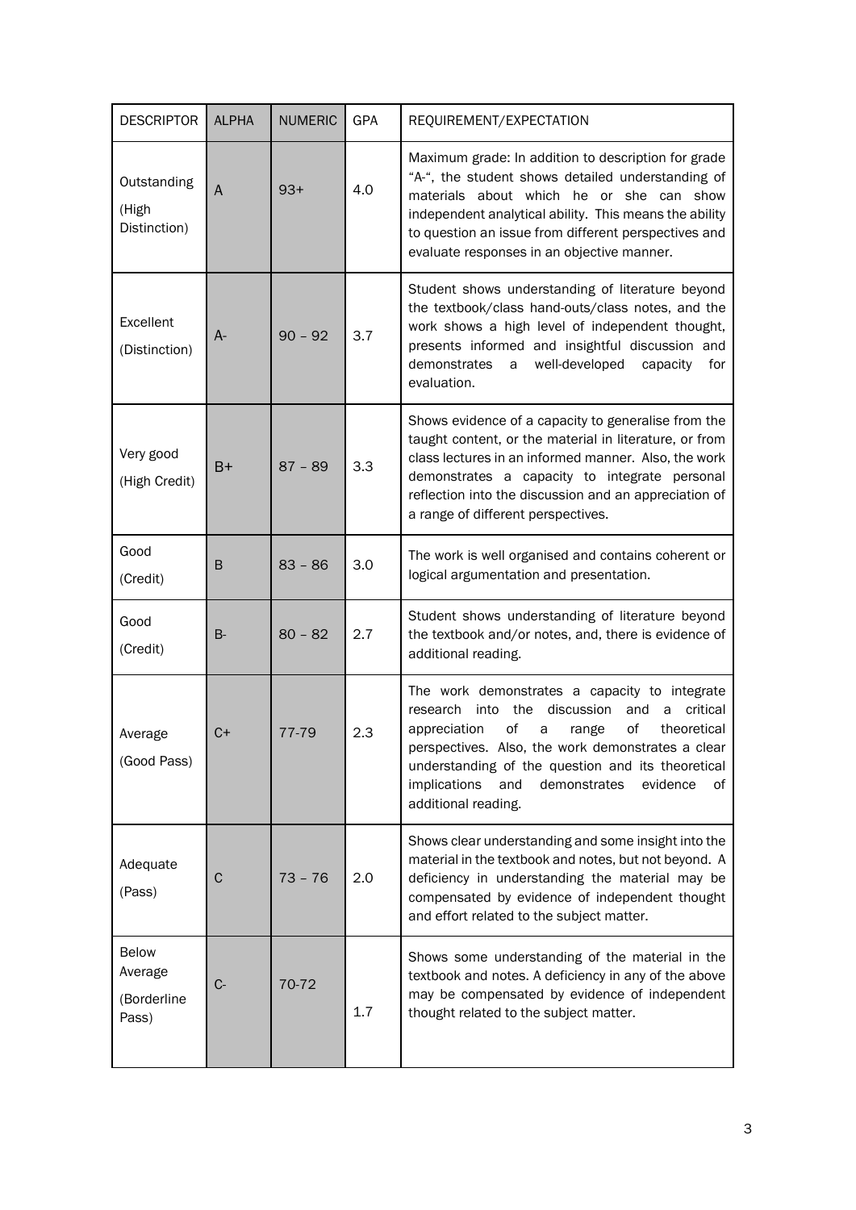| DESCRIPTOR | ALPHA | NUMERIC | GPA | REQUIREMENT/EXPECTATION |
|---|---|---|---|---|
| Outstanding (High Distinction) | A | 93+ | 4.0 | Maximum grade: In addition to description for grade "A-", the student shows detailed understanding of materials about which he or she can show independent analytical ability. This means the ability to question an issue from different perspectives and evaluate responses in an objective manner. |
| Excellent (Distinction) | A- | 90 – 92 | 3.7 | Student shows understanding of literature beyond the textbook/class hand-outs/class notes, and the work shows a high level of independent thought, presents informed and insightful discussion and demonstrates a well-developed capacity for evaluation. |
| Very good (High Credit) | B+ | 87 – 89 | 3.3 | Shows evidence of a capacity to generalise from the taught content, or the material in literature, or from class lectures in an informed manner. Also, the work demonstrates a capacity to integrate personal reflection into the discussion and an appreciation of a range of different perspectives. |
| Good (Credit) | B | 83 – 86 | 3.0 | The work is well organised and contains coherent or logical argumentation and presentation. |
| Good (Credit) | B- | 80 – 82 | 2.7 | Student shows understanding of literature beyond the textbook and/or notes, and, there is evidence of additional reading. |
| Average (Good Pass) | C+ | 77-79 | 2.3 | The work demonstrates a capacity to integrate research into the discussion and a critical appreciation of a range of theoretical perspectives. Also, the work demonstrates a clear understanding of the question and its theoretical implications and demonstrates evidence of additional reading. |
| Adequate (Pass) | C | 73 – 76 | 2.0 | Shows clear understanding and some insight into the material in the textbook and notes, but not beyond. A deficiency in understanding the material may be compensated by evidence of independent thought and effort related to the subject matter. |
| Below Average (Borderline Pass) | C- | 70-72 | 1.7 | Shows some understanding of the material in the textbook and notes. A deficiency in any of the above may be compensated by evidence of independent thought related to the subject matter. |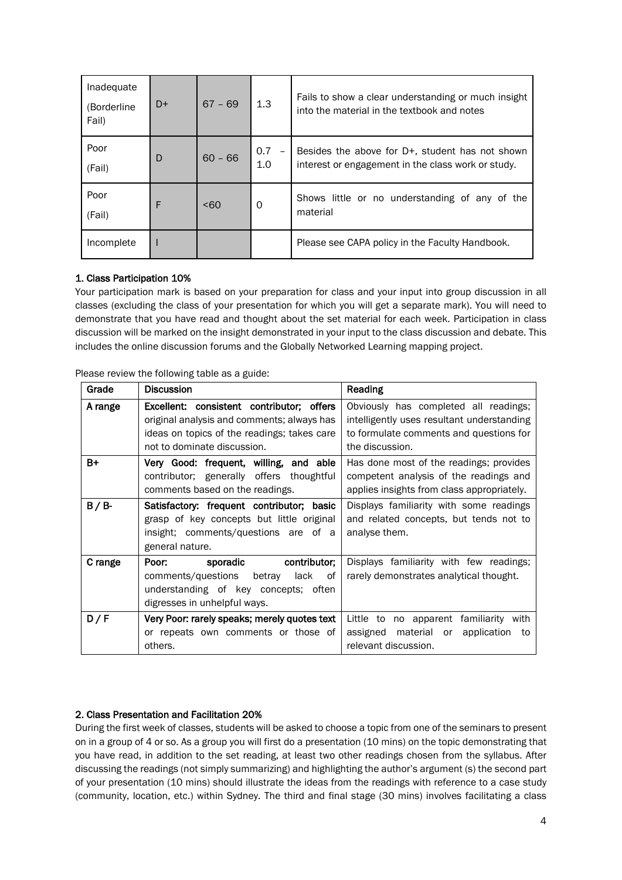| Inadequate (Borderline Fail) | D+ | 67 – 69 | 1.3 | Fails to show a clear understanding or much insight into the material in the textbook and notes |
|---|---|---|---|---|
| Poor (Fail) | D | 60 – 66 | 0.7 – 1.0 | Besides the above for D+, student has not shown interest or engagement in the class work or study. |
| Poor (Fail) | F | <60 | 0 | Shows little or no understanding of any of the material |
| Incomplete | I | | | Please see CAPA policy in the Faculty Handbook. |

### 1. Class Participation 10%

Your participation mark is based on your preparation for class and your input into group discussion in all classes (excluding the class of your presentation for which you will get a separate mark). You will need to demonstrate that you have read and thought about the set material for each week. Participation in class discussion will be marked on the insight demonstrated in your input to the class discussion and debate. This includes the online discussion forums and the Globally Networked Learning mapping project.

Please review the following table as a guide:

| Grade | Discussion | Reading |
|---|---|---|
| A range | Excellent: consistent contributor; offers original analysis and comments; always has ideas on topics of the readings; takes care not to dominate discussion. | Obviously has completed all readings; intelligently uses resultant understanding to formulate comments and questions for the discussion. |
| B+ | Very Good: frequent, willing, and able contributor; generally offers thoughtful comments based on the readings. | Has done most of the readings; provides competent analysis of the readings and applies insights from class appropriately. |
| B / B- | Satisfactory: frequent contributor; basic grasp of key concepts but little original insight; comments/questions are of a general nature. | Displays familiarity with some readings and related concepts, but tends not to analyse them. |
| C range | Poor: sporadic contributor; comments/questions betray lack of understanding of key concepts; often digresses in unhelpful ways. | Displays familiarity with few readings; rarely demonstrates analytical thought. |
| D / F | Very Poor: rarely speaks; merely quotes text or repeats own comments or those of others. | Little to no apparent familiarity with assigned material or application to relevant discussion. |

### 2. Class Presentation and Facilitation 20%

During the first week of classes, students will be asked to choose a topic from one of the seminars to present on in a group of 4 or so. As a group you will first do a presentation (10 mins) on the topic demonstrating that you have read, in addition to the set reading, at least two other readings chosen from the syllabus. After discussing the readings (not simply summarizing) and highlighting the author's argument (s) the second part of your presentation (10 mins) should illustrate the ideas from the readings with reference to a case study (community, location, etc.) within Sydney. The third and final stage (30 mins) involves facilitating a class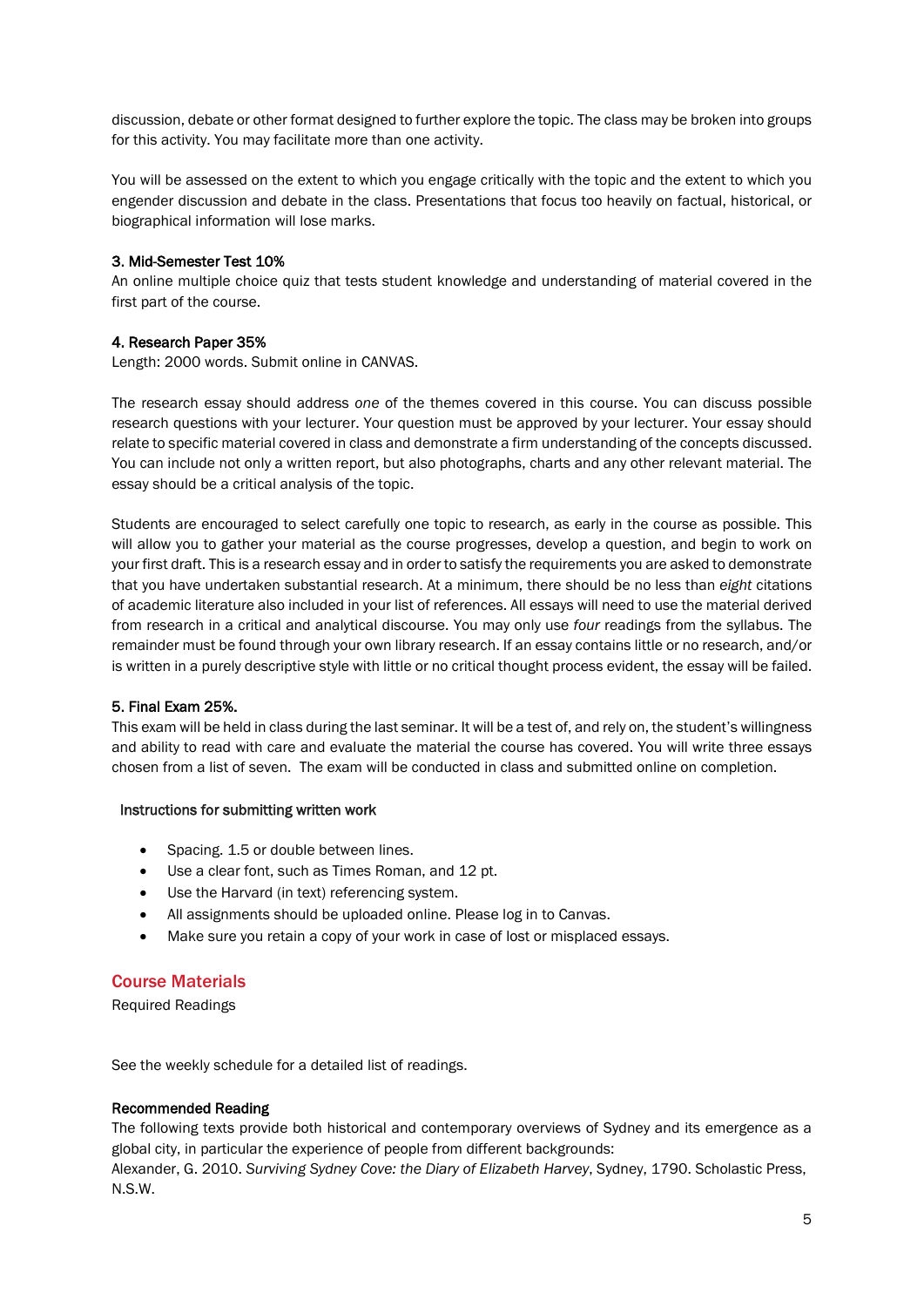discussion, debate or other format designed to further explore the topic. The class may be broken into groups for this activity. You may facilitate more than one activity.

You will be assessed on the extent to which you engage critically with the topic and the extent to which you engender discussion and debate in the class. Presentations that focus too heavily on factual, historical, or biographical information will lose marks.

**3. Mid-Semester Test 10%**
An online multiple choice quiz that tests student knowledge and understanding of material covered in the first part of the course.

**4. Research Paper 35%**
Length: 2000 words. Submit online in CANVAS.

The research essay should address *one* of the themes covered in this course. You can discuss possible research questions with your lecturer. Your question must be approved by your lecturer. Your essay should relate to specific material covered in class and demonstrate a firm understanding of the concepts discussed. You can include not only a written report, but also photographs, charts and any other relevant material. The essay should be a critical analysis of the topic.

Students are encouraged to select carefully one topic to research, as early in the course as possible. This will allow you to gather your material as the course progresses, develop a question, and begin to work on your first draft. This is a research essay and in order to satisfy the requirements you are asked to demonstrate that you have undertaken substantial research. At a minimum, there should be no less than *eight* citations of academic literature also included in your list of references. All essays will need to use the material derived from research in a critical and analytical discourse. You may only use *four* readings from the syllabus. The remainder must be found through your own library research. If an essay contains little or no research, and/or is written in a purely descriptive style with little or no critical thought process evident, the essay will be failed.

**5. Final Exam 25%.**
This exam will be held in class during the last seminar. It will be a test of, and rely on, the student's willingness and ability to read with care and evaluate the material the course has covered. You will write three essays chosen from a list of seven. The exam will be conducted in class and submitted online on completion.

**Instructions for submitting written work**

- Spacing. 1.5 or double between lines.
- Use a clear font, such as Times Roman, and 12 pt.
- Use the Harvard (in text) referencing system.
- All assignments should be uploaded online. Please log in to Canvas.
- Make sure you retain a copy of your work in case of lost or misplaced essays.

## Course Materials

Required Readings

See the weekly schedule for a detailed list of readings.

**Recommended Reading**
The following texts provide both historical and contemporary overviews of Sydney and its emergence as a global city, in particular the experience of people from different backgrounds:
Alexander, G. 2010. *Surviving Sydney Cove: the Diary of Elizabeth Harvey*, Sydney, 1790. Scholastic Press, N.S.W.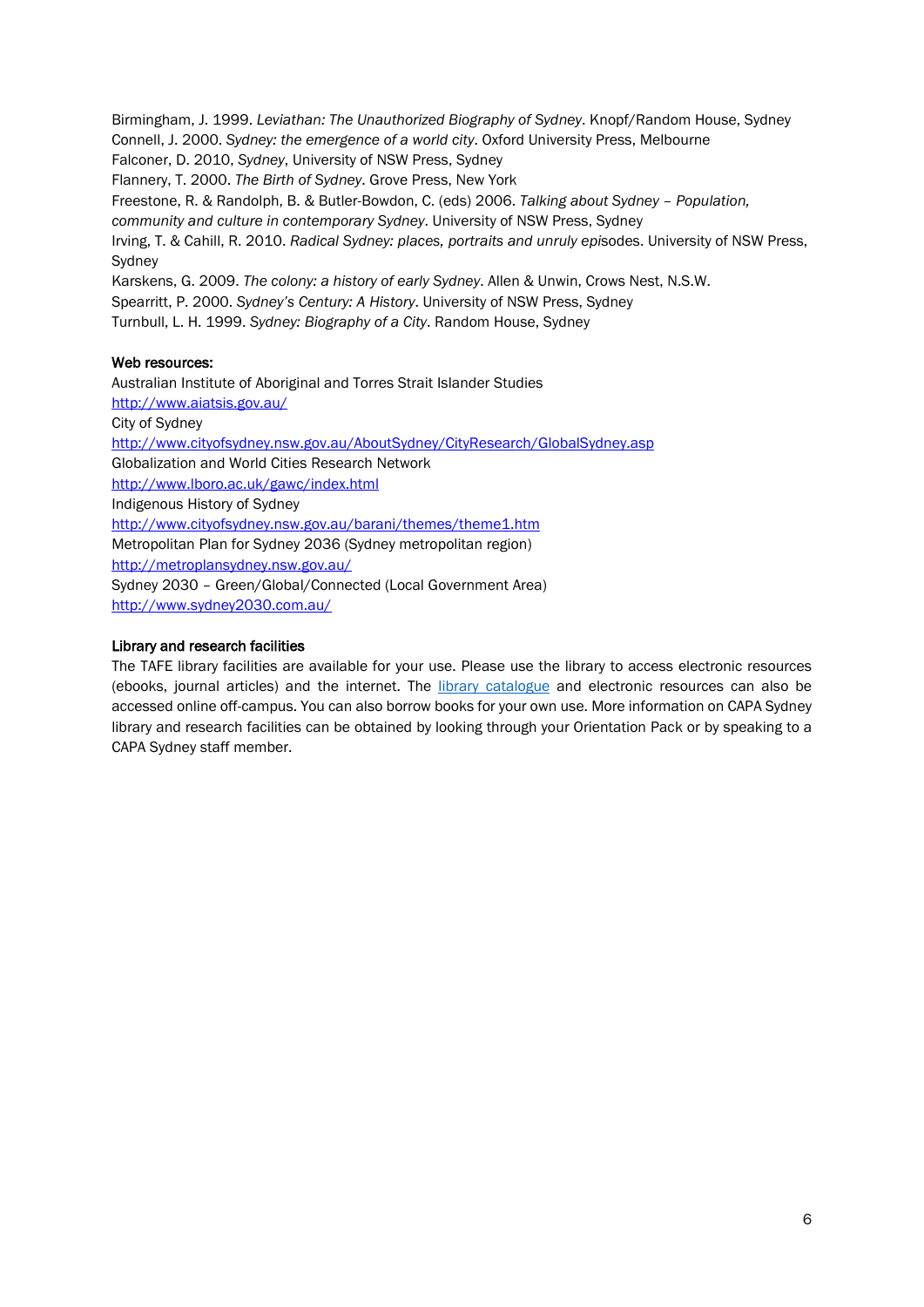Birmingham, J. 1999. *Leviathan: The Unauthorized Biography of Sydney*. Knopf/Random House, Sydney

Connell, J. 2000. *Sydney: the emergence of a world city*. Oxford University Press, Melbourne

Falconer, D. 2010, *Sydney*, University of NSW Press, Sydney

Flannery, T. 2000. *The Birth of Sydney*. Grove Press, New York

Freestone, R. & Randolph, B. & Butler-Bowdon, C. (eds) 2006. *Talking about Sydney – Population, community and culture in contemporary Sydney*. University of NSW Press, Sydney

Irving, T. & Cahill, R. 2010. *Radical Sydney: places, portraits and unruly epi*sodes. University of NSW Press, Sydney

Karskens, G. 2009. *The colony: a history of early Sydney*. Allen & Unwin, Crows Nest, N.S.W.

Spearritt, P. 2000. *Sydney's Century: A History*. University of NSW Press, Sydney

Turnbull, L. H. 1999. *Sydney: Biography of a City*. Random House, Sydney

**Web resources:**

Australian Institute of Aboriginal and Torres Strait Islander Studies
[http://www.aiatsis.gov.au/](http://www.aiatsis.gov.au/)

City of Sydney
[http://www.cityofsydney.nsw.gov.au/AboutSydney/CityResearch/GlobalSydney.asp](http://www.cityofsydney.nsw.gov.au/AboutSydney/CityResearch/GlobalSydney.asp)

Globalization and World Cities Research Network
[http://www.lboro.ac.uk/gawc/index.html](http://www.lboro.ac.uk/gawc/index.html)

Indigenous History of Sydney
[http://www.cityofsydney.nsw.gov.au/barani/themes/theme1.htm](http://www.cityofsydney.nsw.gov.au/barani/themes/theme1.htm)

Metropolitan Plan for Sydney 2036 (Sydney metropolitan region)
[http://metroplansydney.nsw.gov.au/](http://metroplansydney.nsw.gov.au/)

Sydney 2030 – Green/Global/Connected (Local Government Area)
[http://www.sydney2030.com.au/](http://www.sydney2030.com.au/)

**Library and research facilities**

The TAFE library facilities are available for your use. Please use the library to access electronic resources (ebooks, journal articles) and the internet. The library catalogue and electronic resources can also be accessed online off-campus. You can also borrow books for your own use. More information on CAPA Sydney library and research facilities can be obtained by looking through your Orientation Pack or by speaking to a CAPA Sydney staff member.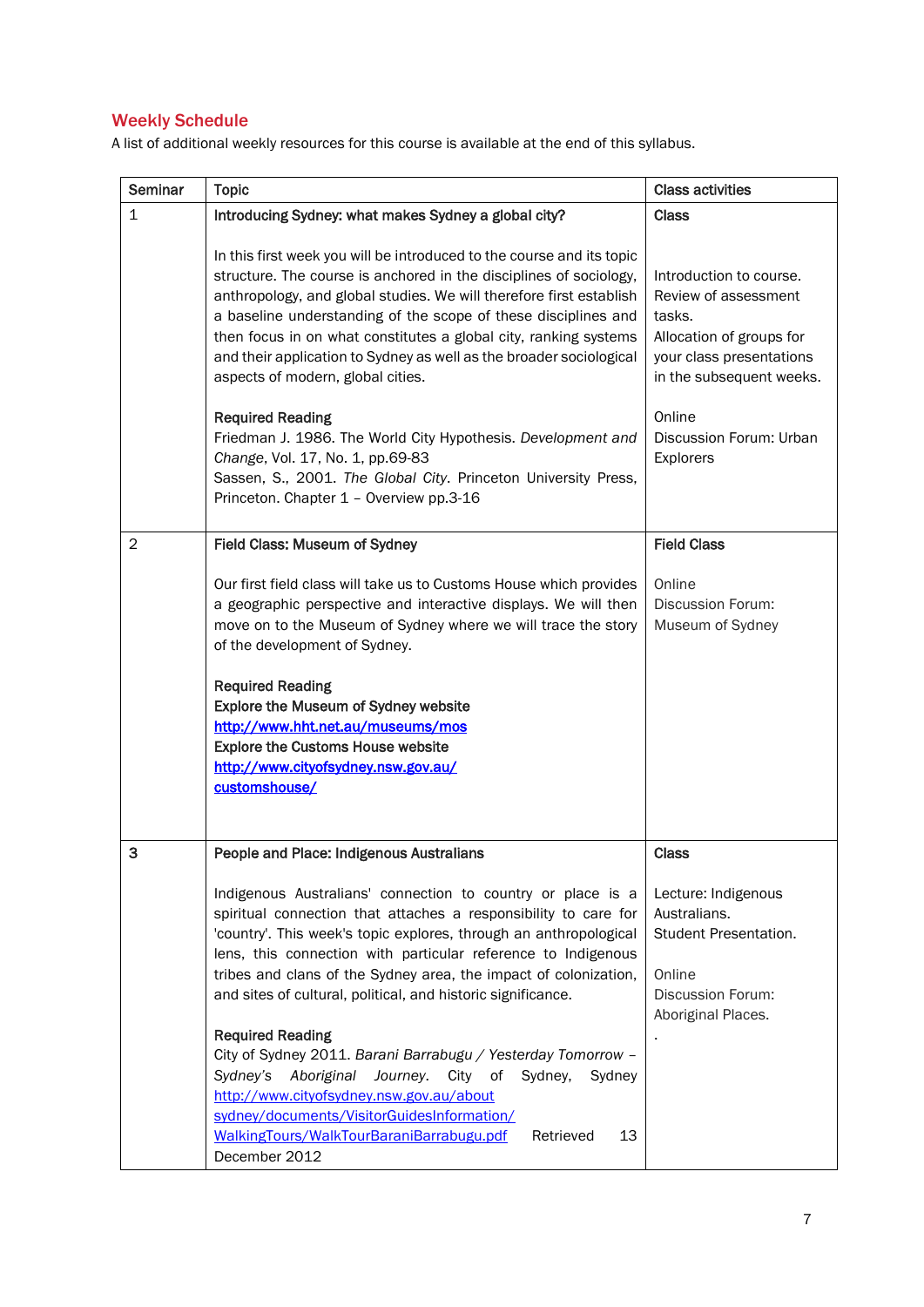## Weekly Schedule

A list of additional weekly resources for this course is available at the end of this syllabus.

| Seminar | Topic | Class activities |
|---|---|---|
| 1 | **Introducing Sydney: what makes Sydney a global city?**<br><br>In this first week you will be introduced to the course and its topic structure. The course is anchored in the disciplines of sociology, anthropology, and global studies. We will therefore first establish a baseline understanding of the scope of these disciplines and then focus in on what constitutes a global city, ranking systems and their application to Sydney as well as the broader sociological aspects of modern, global cities.<br><br>**Required Reading**<br>Friedman J. 1986. The World City Hypothesis. *Development and Change*, Vol. 17, No. 1, pp.69-83<br>Sassen, S., 2001. *The Global City*. Princeton University Press, Princeton. Chapter 1 – Overview pp.3-16 | **Class**<br><br>Introduction to course.<br>Review of assessment tasks.<br>Allocation of groups for your class presentations in the subsequent weeks.<br><br>Online<br>Discussion Forum: Urban Explorers |
| 2 | **Field Class: Museum of Sydney**<br><br>Our first field class will take us to Customs House which provides a geographic perspective and interactive displays. We will then move on to the Museum of Sydney where we will trace the story of the development of Sydney.<br><br>**Required Reading**<br>**Explore the Museum of Sydney website**<br>**http://www.hht.net.au/museums/mos**<br>**Explore the Customs House website**<br>**http://www.cityofsydney.nsw.gov.au/customshouse/** | **Field Class**<br><br>Online<br>Discussion Forum: Museum of Sydney |
| 3 | **People and Place: Indigenous Australians**<br><br>Indigenous Australians' connection to country or place is a spiritual connection that attaches a responsibility to care for 'country'. This week's topic explores, through an anthropological lens, this connection with particular reference to Indigenous tribes and clans of the Sydney area, the impact of colonization, and sites of cultural, political, and historic significance.<br><br>**Required Reading**<br>City of Sydney 2011. *Barani Barrabugu / Yesterday Tomorrow – Sydney's Aboriginal Journey*. City of Sydney, Sydney http://www.cityofsydney.nsw.gov.au/aboutsydney/documents/VisitorGuidesInformation/WalkingTours/WalkTourBaraniBarrabugu.pdf Retrieved 13 December 2012 | **Class**<br><br>Lecture: Indigenous Australians.<br>Student Presentation.<br><br>Online<br>Discussion Forum: Aboriginal Places.<br>. |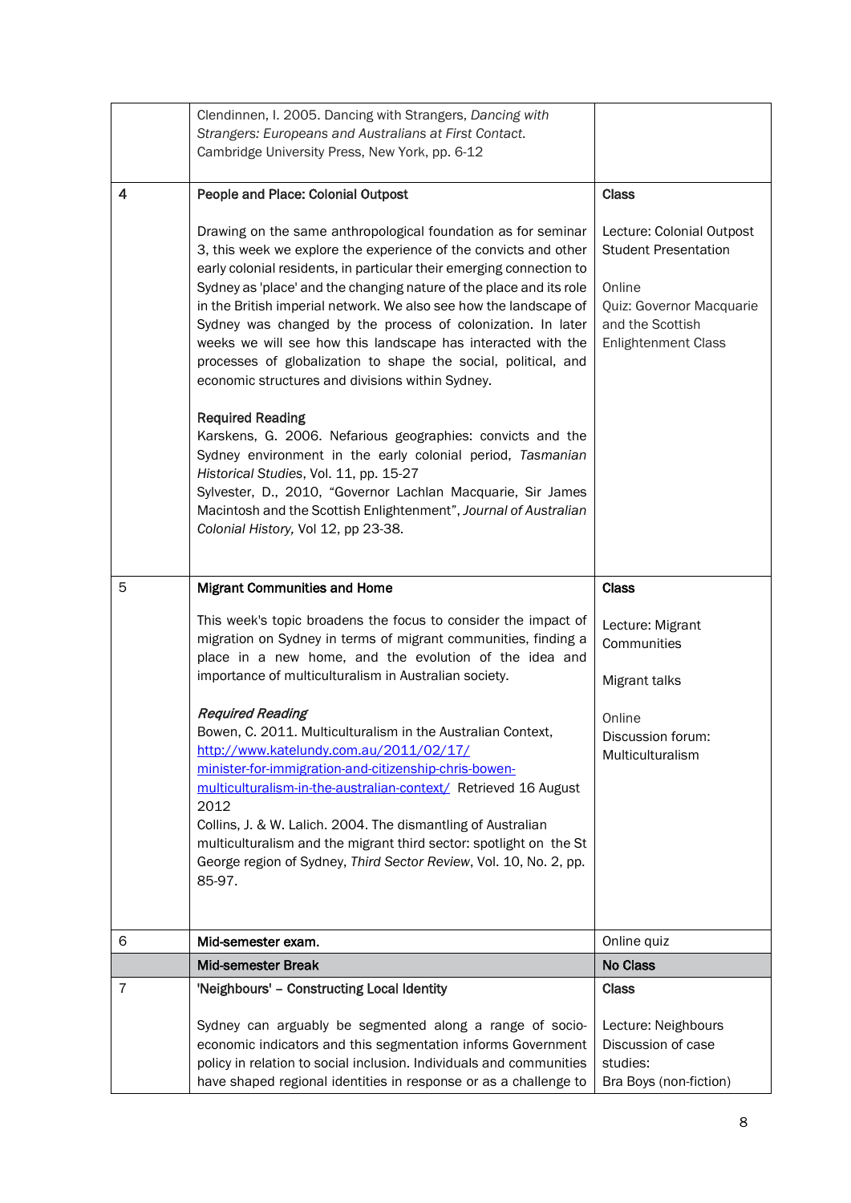| | | |
|---|---|---|
| | Clendinnen, I. 2005. Dancing with Strangers, *Dancing with Strangers: Europeans and Australians at First Contact*. Cambridge University Press, New York, pp. 6-12 | |
| 4 | **People and Place: Colonial Outpost**<br><br>Drawing on the same anthropological foundation as for seminar 3, this week we explore the experience of the convicts and other early colonial residents, in particular their emerging connection to Sydney as 'place' and the changing nature of the place and its role in the British imperial network. We also see how the landscape of Sydney was changed by the process of colonization. In later weeks we will see how this landscape has interacted with the processes of globalization to shape the social, political, and economic structures and divisions within Sydney.<br><br>**Required Reading**<br>Karskens, G. 2006. Nefarious geographies: convicts and the Sydney environment in the early colonial period, *Tasmanian Historical Studies*, Vol. 11, pp. 15-27<br>Sylvester, D., 2010, "Governor Lachlan Macquarie, Sir James Macintosh and the Scottish Enlightenment", *Journal of Australian Colonial History,* Vol 12, pp 23-38. | **Class**<br><br>Lecture: Colonial Outpost<br>Student Presentation<br><br>Online<br>Quiz: Governor Macquarie and the Scottish Enlightenment Class |
| 5 | **Migrant Communities and Home**<br><br>This week's topic broadens the focus to consider the impact of migration on Sydney in terms of migrant communities, finding a place in a new home, and the evolution of the idea and importance of multiculturalism in Australian society.<br><br>***Required Reading***<br>Bowen, C. 2011. Multiculturalism in the Australian Context, [http://www.katelundy.com.au/2011/02/17/minister-for-immigration-and-citizenship-chris-bowen-multiculturalism-in-the-australian-context/](http://www.katelundy.com.au/2011/02/17/minister-for-immigration-and-citizenship-chris-bowen-multiculturalism-in-the-australian-context/) Retrieved 16 August 2012<br>Collins, J. & W. Lalich. 2004. The dismantling of Australian multiculturalism and the migrant third sector: spotlight on the St George region of Sydney, *Third Sector Review*, Vol. 10, No. 2, pp. 85-97. | **Class**<br><br>Lecture: Migrant Communities<br><br>Migrant talks<br><br>Online<br>Discussion forum: Multiculturalism |
| 6 | **Mid-semester exam.** | Online quiz |
| | **Mid-semester Break** | **No Class** |
| 7 | **'Neighbours' – Constructing Local Identity**<br><br>Sydney can arguably be segmented along a range of socio-economic indicators and this segmentation informs Government policy in relation to social inclusion. Individuals and communities have shaped regional identities in response or as a challenge to | **Class**<br><br>Lecture: Neighbours<br>Discussion of case studies:<br>Bra Boys (non-fiction) |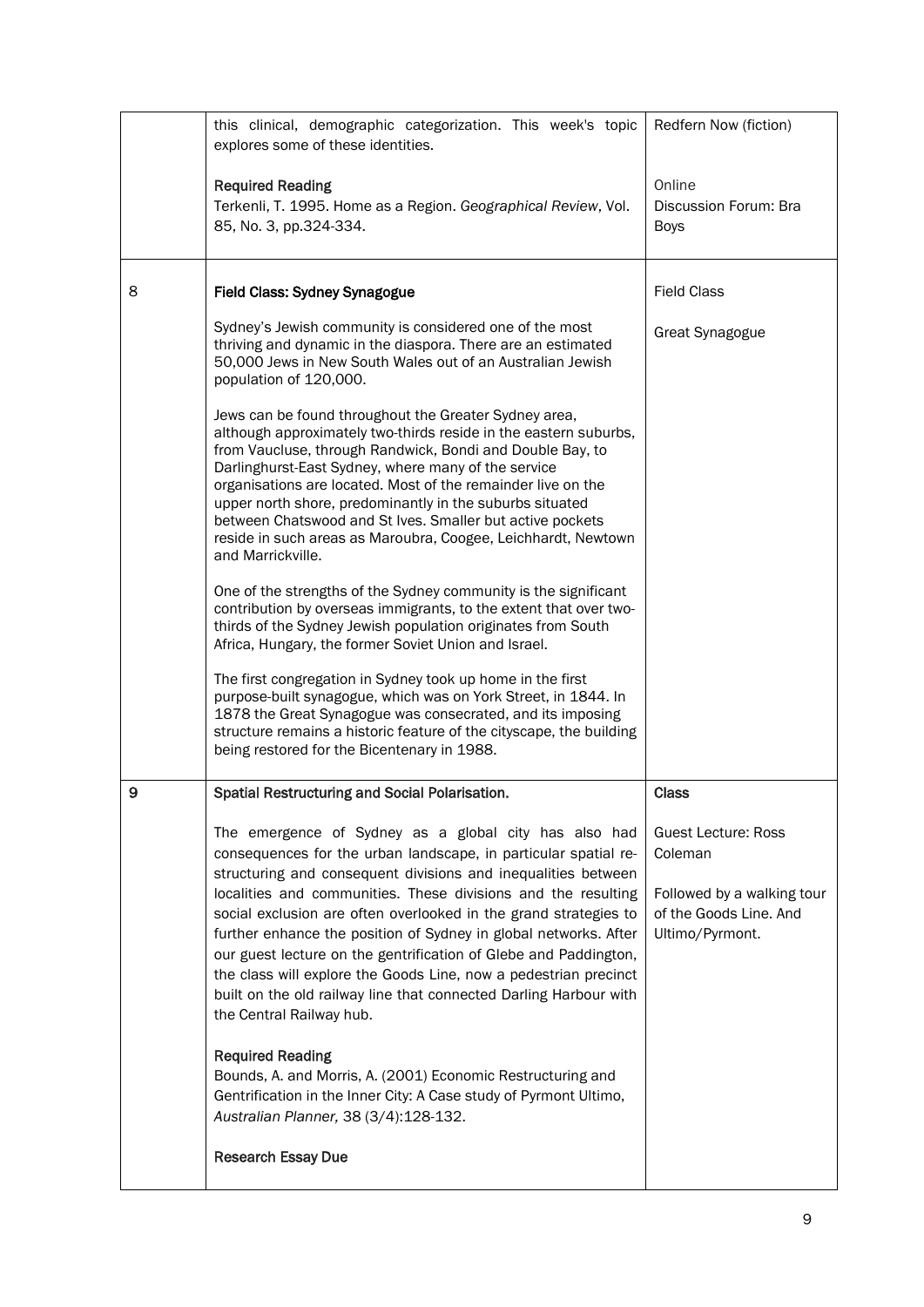| | | |
|---|---|---|
| | this clinical, demographic categorization. This week's topic explores some of these identities.<br><br>**Required Reading**<br>Terkenli, T. 1995. Home as a Region. *Geographical Review*, Vol. 85, No. 3, pp.324-334. | Redfern Now (fiction)<br><br>Online<br>Discussion Forum: Bra Boys |
| 8 | **Field Class: Sydney Synagogue**<br><br>Sydney's Jewish community is considered one of the most thriving and dynamic in the diaspora. There are an estimated 50,000 Jews in New South Wales out of an Australian Jewish population of 120,000.<br><br>Jews can be found throughout the Greater Sydney area, although approximately two-thirds reside in the eastern suburbs, from Vaucluse, through Randwick, Bondi and Double Bay, to Darlinghurst-East Sydney, where many of the service organisations are located. Most of the remainder live on the upper north shore, predominantly in the suburbs situated between Chatswood and St Ives. Smaller but active pockets reside in such areas as Maroubra, Coogee, Leichhardt, Newtown and Marrickville.<br><br>One of the strengths of the Sydney community is the significant contribution by overseas immigrants, to the extent that over two-thirds of the Sydney Jewish population originates from South Africa, Hungary, the former Soviet Union and Israel.<br><br>The first congregation in Sydney took up home in the first purpose-built synagogue, which was on York Street, in 1844. In 1878 the Great Synagogue was consecrated, and its imposing structure remains a historic feature of the cityscape, the building being restored for the Bicentenary in 1988. | Field Class<br><br>Great Synagogue |
| **9** | **Spatial Restructuring and Social Polarisation.**<br><br>The emergence of Sydney as a global city has also had consequences for the urban landscape, in particular spatial re-structuring and consequent divisions and inequalities between localities and communities. These divisions and the resulting social exclusion are often overlooked in the grand strategies to further enhance the position of Sydney in global networks. After our guest lecture on the gentrification of Glebe and Paddington, the class will explore the Goods Line, now a pedestrian precinct built on the old railway line that connected Darling Harbour with the Central Railway hub.<br><br>**Required Reading**<br>Bounds, A. and Morris, A. (2001) Economic Restructuring and Gentrification in the Inner City: A Case study of Pyrmont Ultimo, *Australian Planner,* 38 (3/4):128-132.<br><br>**Research Essay Due** | **Class**<br><br>Guest Lecture: Ross Coleman<br><br>Followed by a walking tour of the Goods Line. And Ultimo/Pyrmont. |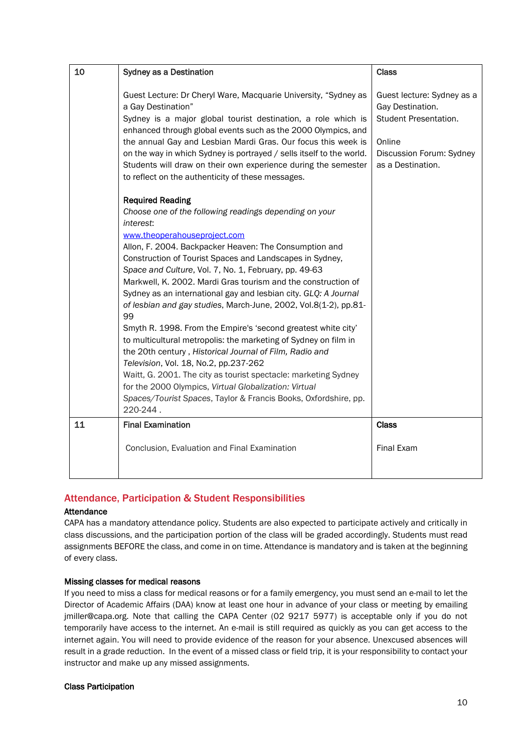| 10 | Sydney as a Destination<br><br>Guest Lecture: Dr Cheryl Ware, Macquarie University, "Sydney as a Gay Destination"<br>Sydney is a major global tourist destination, a role which is enhanced through global events such as the 2000 Olympics, and the annual Gay and Lesbian Mardi Gras. Our focus this week is on the way in which Sydney is portrayed / sells itself to the world. Students will draw on their own experience during the semester to reflect on the authenticity of these messages.<br><br>**Required Reading**<br>*Choose one of the following readings depending on your interest*:<br>[www.theoperahouseproject.com](http://www.theoperahouseproject.com)<br>Allon, F. 2004. Backpacker Heaven: The Consumption and Construction of Tourist Spaces and Landscapes in Sydney, *Space and Culture*, Vol. 7, No. 1, February, pp. 49-63<br>Markwell, K. 2002. Mardi Gras tourism and the construction of Sydney as an international gay and lesbian city. *GLQ: A Journal of lesbian and gay studies*, March-June, 2002, Vol.8(1-2), pp.81-99<br>Smyth R. 1998. From the Empire's 'second greatest white city' to multicultural metropolis: the marketing of Sydney on film in the 20th century , *Historical Journal of Film, Radio and Television*, Vol. 18, No.2, pp.237-262<br>Waitt, G. 2001. The city as tourist spectacle: marketing Sydney for the 2000 Olympics, *Virtual Globalization: Virtual Spaces/Tourist Spaces*, Taylor & Francis Books, Oxfordshire, pp. 220-244 . | Class<br><br>Guest lecture: Sydney as a Gay Destination.<br>Student Presentation.<br><br>Online<br>Discussion Forum: Sydney as a Destination. |
|---|---|---|
| 11 | Final Examination<br><br>Conclusion, Evaluation and Final Examination | Class<br><br>Final Exam |

## Attendance, Participation & Student Responsibilities

**Attendance**

CAPA has a mandatory attendance policy. Students are also expected to participate actively and critically in class discussions, and the participation portion of the class will be graded accordingly. Students must read assignments BEFORE the class, and come in on time. Attendance is mandatory and is taken at the beginning of every class.

**Missing classes for medical reasons**

If you need to miss a class for medical reasons or for a family emergency, you must send an e-mail to let the Director of Academic Affairs (DAA) know at least one hour in advance of your class or meeting by emailing jmiller@capa.org. Note that calling the CAPA Center (02 9217 5977) is acceptable only if you do not temporarily have access to the internet. An e-mail is still required as quickly as you can get access to the internet again. You will need to provide evidence of the reason for your absence. Unexcused absences will result in a grade reduction. In the event of a missed class or field trip, it is your responsibility to contact your instructor and make up any missed assignments.

**Class Participation**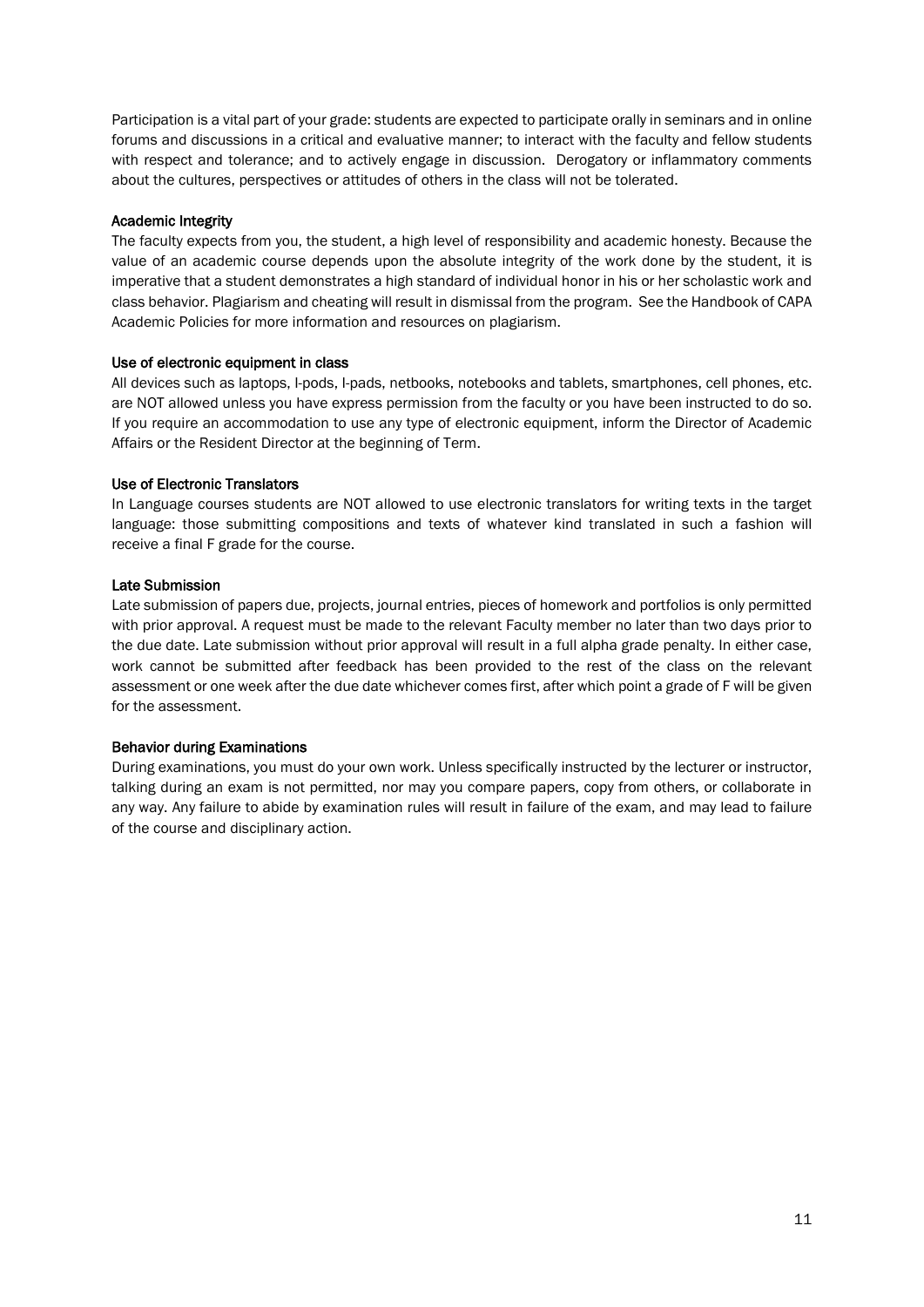Participation is a vital part of your grade: students are expected to participate orally in seminars and in online forums and discussions in a critical and evaluative manner; to interact with the faculty and fellow students with respect and tolerance; and to actively engage in discussion. Derogatory or inflammatory comments about the cultures, perspectives or attitudes of others in the class will not be tolerated.

### Academic Integrity

The faculty expects from you, the student, a high level of responsibility and academic honesty. Because the value of an academic course depends upon the absolute integrity of the work done by the student, it is imperative that a student demonstrates a high standard of individual honor in his or her scholastic work and class behavior. Plagiarism and cheating will result in dismissal from the program. See the Handbook of CAPA Academic Policies for more information and resources on plagiarism.

### Use of electronic equipment in class

All devices such as laptops, I-pods, I-pads, netbooks, notebooks and tablets, smartphones, cell phones, etc. are NOT allowed unless you have express permission from the faculty or you have been instructed to do so. If you require an accommodation to use any type of electronic equipment, inform the Director of Academic Affairs or the Resident Director at the beginning of Term.

### Use of Electronic Translators

In Language courses students are NOT allowed to use electronic translators for writing texts in the target language: those submitting compositions and texts of whatever kind translated in such a fashion will receive a final F grade for the course.

### Late Submission

Late submission of papers due, projects, journal entries, pieces of homework and portfolios is only permitted with prior approval. A request must be made to the relevant Faculty member no later than two days prior to the due date. Late submission without prior approval will result in a full alpha grade penalty. In either case, work cannot be submitted after feedback has been provided to the rest of the class on the relevant assessment or one week after the due date whichever comes first, after which point a grade of F will be given for the assessment.

### Behavior during Examinations

During examinations, you must do your own work. Unless specifically instructed by the lecturer or instructor, talking during an exam is not permitted, nor may you compare papers, copy from others, or collaborate in any way. Any failure to abide by examination rules will result in failure of the exam, and may lead to failure of the course and disciplinary action.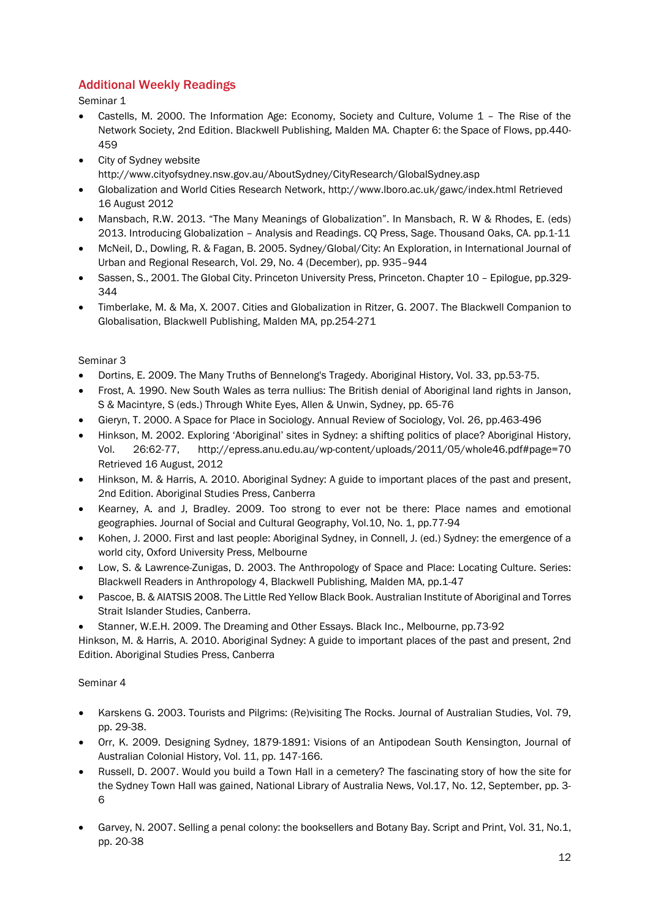## Additional Weekly Readings

Seminar 1

- Castells, M. 2000. The Information Age: Economy, Society and Culture, Volume 1 – The Rise of the Network Society, 2nd Edition. Blackwell Publishing, Malden MA. Chapter 6: the Space of Flows, pp.440-459
- City of Sydney website http://www.cityofsydney.nsw.gov.au/AboutSydney/CityResearch/GlobalSydney.asp
- Globalization and World Cities Research Network, http://www.lboro.ac.uk/gawc/index.html Retrieved 16 August 2012
- Mansbach, R.W. 2013. "The Many Meanings of Globalization". In Mansbach, R. W & Rhodes, E. (eds) 2013. Introducing Globalization – Analysis and Readings. CQ Press, Sage. Thousand Oaks, CA. pp.1-11
- McNeil, D., Dowling, R. & Fagan, B. 2005. Sydney/Global/City: An Exploration, in International Journal of Urban and Regional Research, Vol. 29, No. 4 (December), pp. 935–944
- Sassen, S., 2001. The Global City. Princeton University Press, Princeton. Chapter 10 – Epilogue, pp.329-344
- Timberlake, M. & Ma, X. 2007. Cities and Globalization in Ritzer, G. 2007. The Blackwell Companion to Globalisation, Blackwell Publishing, Malden MA, pp.254-271

Seminar 3

- Dortins, E. 2009. The Many Truths of Bennelong's Tragedy. Aboriginal History, Vol. 33, pp.53-75.
- Frost, A. 1990. New South Wales as terra nullius: The British denial of Aboriginal land rights in Janson, S & Macintyre, S (eds.) Through White Eyes, Allen & Unwin, Sydney, pp. 65-76
- Gieryn, T. 2000. A Space for Place in Sociology. Annual Review of Sociology, Vol. 26, pp.463-496
- Hinkson, M. 2002. Exploring 'Aboriginal' sites in Sydney: a shifting politics of place? Aboriginal History, Vol. 26:62-77, http://epress.anu.edu.au/wp-content/uploads/2011/05/whole46.pdf#page=70 Retrieved 16 August, 2012
- Hinkson, M. & Harris, A. 2010. Aboriginal Sydney: A guide to important places of the past and present, 2nd Edition. Aboriginal Studies Press, Canberra
- Kearney, A. and J, Bradley. 2009. Too strong to ever not be there: Place names and emotional geographies. Journal of Social and Cultural Geography, Vol.10, No. 1, pp.77-94
- Kohen, J. 2000. First and last people: Aboriginal Sydney, in Connell, J. (ed.) Sydney: the emergence of a world city, Oxford University Press, Melbourne
- Low, S. & Lawrence-Zunigas, D. 2003. The Anthropology of Space and Place: Locating Culture. Series: Blackwell Readers in Anthropology 4, Blackwell Publishing, Malden MA, pp.1-47
- Pascoe, B. & AIATSIS 2008. The Little Red Yellow Black Book. Australian Institute of Aboriginal and Torres Strait Islander Studies, Canberra.
- Stanner, W.E.H. 2009. The Dreaming and Other Essays. Black Inc., Melbourne, pp.73-92

Hinkson, M. & Harris, A. 2010. Aboriginal Sydney: A guide to important places of the past and present, 2nd Edition. Aboriginal Studies Press, Canberra

Seminar 4

- Karskens G. 2003. Tourists and Pilgrims: (Re)visiting The Rocks. Journal of Australian Studies, Vol. 79, pp. 29-38.
- Orr, K. 2009. Designing Sydney, 1879-1891: Visions of an Antipodean South Kensington, Journal of Australian Colonial History, Vol. 11, pp. 147-166.
- Russell, D. 2007. Would you build a Town Hall in a cemetery? The fascinating story of how the site for the Sydney Town Hall was gained, National Library of Australia News, Vol.17, No. 12, September, pp. 3-6
- Garvey, N. 2007. Selling a penal colony: the booksellers and Botany Bay. Script and Print, Vol. 31, No.1, pp. 20-38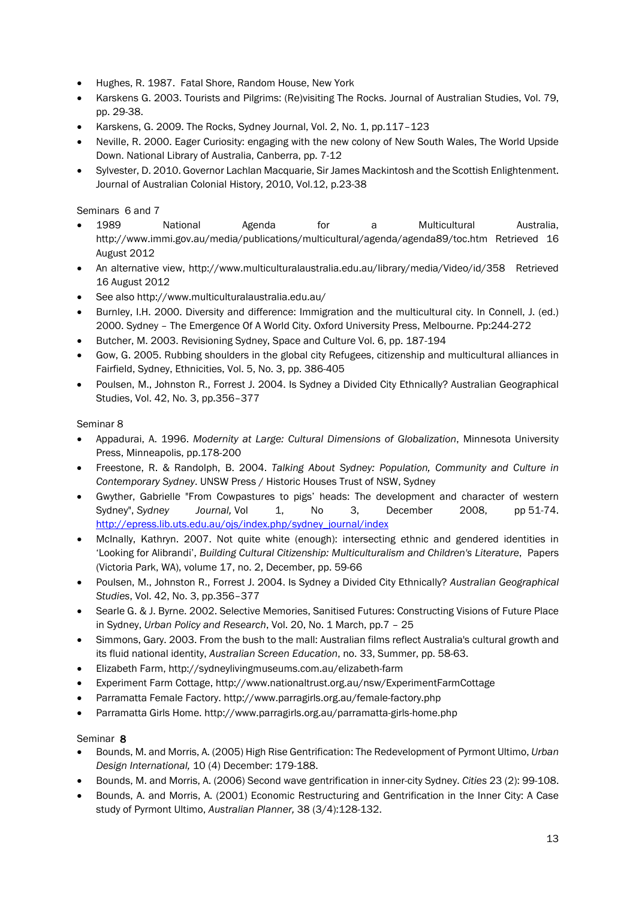- Hughes, R. 1987. Fatal Shore, Random House, New York
- Karskens G. 2003. Tourists and Pilgrims: (Re)visiting The Rocks. Journal of Australian Studies, Vol. 79, pp. 29-38.
- Karskens, G. 2009. The Rocks, Sydney Journal, Vol. 2, No. 1, pp.117–123
- Neville, R. 2000. Eager Curiosity: engaging with the new colony of New South Wales, The World Upside Down. National Library of Australia, Canberra, pp. 7-12
- Sylvester, D. 2010. Governor Lachlan Macquarie, Sir James Mackintosh and the Scottish Enlightenment. Journal of Australian Colonial History, 2010, Vol.12, p.23-38

Seminars 6 and 7

- 1989 National Agenda for a Multicultural Australia, http://www.immi.gov.au/media/publications/multicultural/agenda/agenda89/toc.htm Retrieved 16 August 2012
- An alternative view, http://www.multiculturalaustralia.edu.au/library/media/Video/id/358 Retrieved 16 August 2012
- See also http://www.multiculturalaustralia.edu.au/
- Burnley, I.H. 2000. Diversity and difference: Immigration and the multicultural city. In Connell, J. (ed.) 2000. Sydney – The Emergence Of A World City. Oxford University Press, Melbourne. Pp:244-272
- Butcher, M. 2003. Revisioning Sydney, Space and Culture Vol. 6, pp. 187-194
- Gow, G. 2005. Rubbing shoulders in the global city Refugees, citizenship and multicultural alliances in Fairfield, Sydney, Ethnicities, Vol. 5, No. 3, pp. 386-405
- Poulsen, M., Johnston R., Forrest J. 2004. Is Sydney a Divided City Ethnically? Australian Geographical Studies, Vol. 42, No. 3, pp.356–377

Seminar 8

- Appadurai, A. 1996. *Modernity at Large: Cultural Dimensions of Globalization*, Minnesota University Press, Minneapolis, pp.178-200
- Freestone, R. & Randolph, B. 2004. *Talking About Sydney: Population, Community and Culture in Contemporary Sydney*. UNSW Press / Historic Houses Trust of NSW, Sydney
- Gwyther, Gabrielle "From Cowpastures to pigs' heads: The development and character of western Sydney", *Sydney Journal,* Vol 1, No 3, December 2008, pp 51-74. http://epress.lib.uts.edu.au/ojs/index.php/sydney_journal/index
- McInally, Kathryn. 2007. Not quite white (enough): intersecting ethnic and gendered identities in 'Looking for Alibrandi', *Building Cultural Citizenship: Multiculturalism and Children's Literature*, Papers (Victoria Park, WA), volume 17, no. 2, December, pp. 59-66
- Poulsen, M., Johnston R., Forrest J. 2004. Is Sydney a Divided City Ethnically? *Australian Geographical Studies*, Vol. 42, No. 3, pp.356–377
- Searle G. & J. Byrne. 2002. Selective Memories, Sanitised Futures: Constructing Visions of Future Place in Sydney, *Urban Policy and Research*, Vol. 20, No. 1 March, pp.7 – 25
- Simmons, Gary. 2003. From the bush to the mall: Australian films reflect Australia's cultural growth and its fluid national identity, *Australian Screen Education*, no. 33, Summer, pp. 58-63.
- Elizabeth Farm, http://sydneylivingmuseums.com.au/elizabeth-farm
- Experiment Farm Cottage, http://www.nationaltrust.org.au/nsw/ExperimentFarmCottage
- Parramatta Female Factory. http://www.parragirls.org.au/female-factory.php
- Parramatta Girls Home. http://www.parragirls.org.au/parramatta-girls-home.php

Seminar **8**

- Bounds, M. and Morris, A. (2005) High Rise Gentrification: The Redevelopment of Pyrmont Ultimo, *Urban Design International,* 10 (4) December: 179-188.
- Bounds, M. and Morris, A. (2006) Second wave gentrification in inner-city Sydney. *Cities* 23 (2): 99-108.
- Bounds, A. and Morris, A. (2001) Economic Restructuring and Gentrification in the Inner City: A Case study of Pyrmont Ultimo, *Australian Planner,* 38 (3/4):128-132.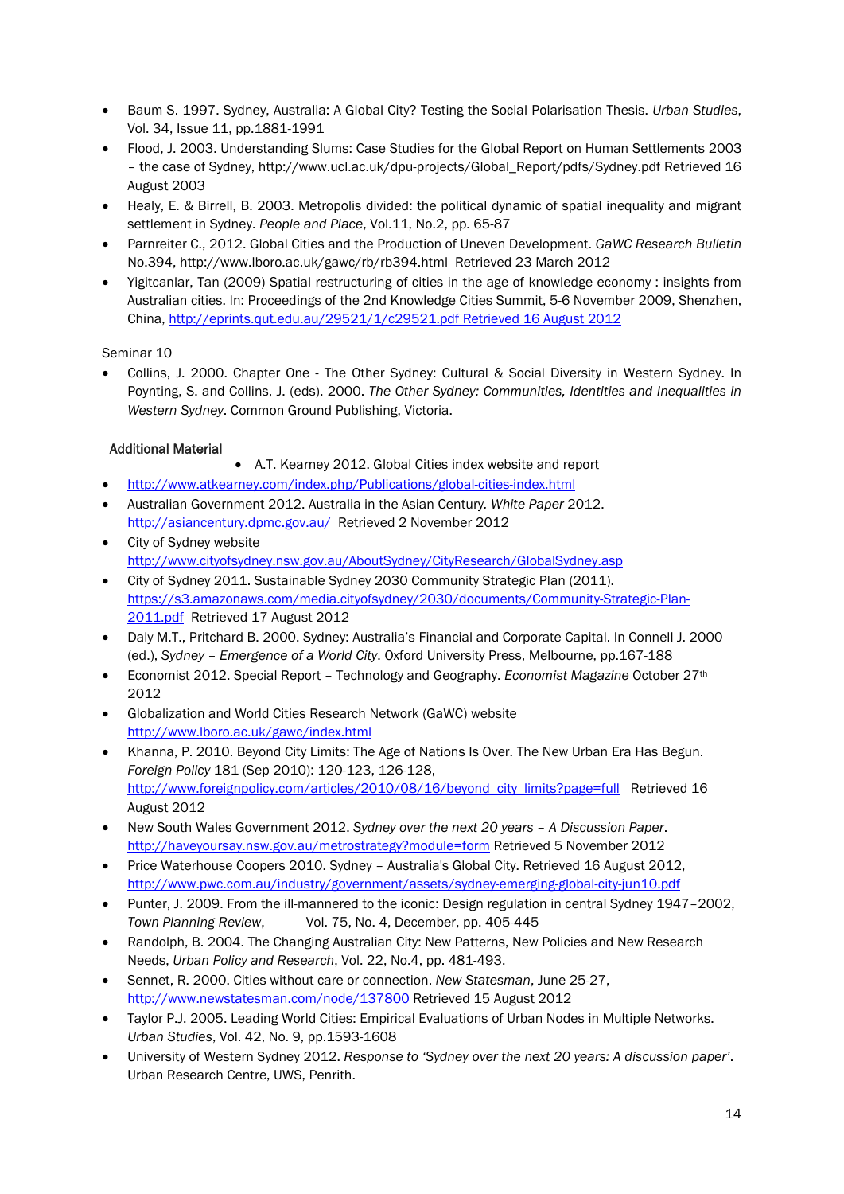- Baum S. 1997. Sydney, Australia: A Global City? Testing the Social Polarisation Thesis. *Urban Studies*, Vol. 34, Issue 11, pp.1881-1991
- Flood, J. 2003. Understanding Slums: Case Studies for the Global Report on Human Settlements 2003 – the case of Sydney, http://www.ucl.ac.uk/dpu-projects/Global_Report/pdfs/Sydney.pdf Retrieved 16 August 2003
- Healy, E. & Birrell, B. 2003. Metropolis divided: the political dynamic of spatial inequality and migrant settlement in Sydney. *People and Place*, Vol.11, No.2, pp. 65-87
- Parnreiter C., 2012. Global Cities and the Production of Uneven Development. *GaWC Research Bulletin* No.394, http://www.lboro.ac.uk/gawc/rb/rb394.html Retrieved 23 March 2012
- Yigitcanlar, Tan (2009) Spatial restructuring of cities in the age of knowledge economy : insights from Australian cities. In: Proceedings of the 2nd Knowledge Cities Summit, 5-6 November 2009, Shenzhen, China, http://eprints.qut.edu.au/29521/1/c29521.pdf Retrieved 16 August 2012

Seminar 10

- Collins, J. 2000. Chapter One - The Other Sydney: Cultural & Social Diversity in Western Sydney. In Poynting, S. and Collins, J. (eds). 2000. *The Other Sydney: Communities, Identities and Inequalities in Western Sydney*. Common Ground Publishing, Victoria.

**Additional Material**

- A.T. Kearney 2012. Global Cities index website and report
- http://www.atkearney.com/index.php/Publications/global-cities-index.html
- Australian Government 2012. Australia in the Asian Century. *White Paper* 2012. http://asiancentury.dpmc.gov.au/ Retrieved 2 November 2012
- City of Sydney website http://www.cityofsydney.nsw.gov.au/AboutSydney/CityResearch/GlobalSydney.asp
- City of Sydney 2011. Sustainable Sydney 2030 Community Strategic Plan (2011). https://s3.amazonaws.com/media.cityofsydney/2030/documents/Community-Strategic-Plan-2011.pdf Retrieved 17 August 2012
- Daly M.T., Pritchard B. 2000. Sydney: Australia's Financial and Corporate Capital. In Connell J. 2000 (ed.), *Sydney – Emergence of a World City*. Oxford University Press, Melbourne, pp.167-188
- Economist 2012. Special Report – Technology and Geography. *Economist Magazine* October 27th 2012
- Globalization and World Cities Research Network (GaWC) website http://www.lboro.ac.uk/gawc/index.html
- Khanna, P. 2010. Beyond City Limits: The Age of Nations Is Over. The New Urban Era Has Begun. *Foreign Policy* 181 (Sep 2010): 120-123, 126-128, http://www.foreignpolicy.com/articles/2010/08/16/beyond_city_limits?page=full Retrieved 16 August 2012
- New South Wales Government 2012. *Sydney over the next 20 years – A Discussion Paper*. http://haveyoursay.nsw.gov.au/metrostrategy?module=form Retrieved 5 November 2012
- Price Waterhouse Coopers 2010. Sydney – Australia's Global City. Retrieved 16 August 2012, http://www.pwc.com.au/industry/government/assets/sydney-emerging-global-city-jun10.pdf
- Punter, J. 2009. From the ill-mannered to the iconic: Design regulation in central Sydney 1947–2002, *Town Planning Review*, Vol. 75, No. 4, December, pp. 405-445
- Randolph, B. 2004. The Changing Australian City: New Patterns, New Policies and New Research Needs, *Urban Policy and Research*, Vol. 22, No.4, pp. 481-493.
- Sennet, R. 2000. Cities without care or connection. *New Statesman*, June 25-27, http://www.newstatesman.com/node/137800 Retrieved 15 August 2012
- Taylor P.J. 2005. Leading World Cities: Empirical Evaluations of Urban Nodes in Multiple Networks. *Urban Studies*, Vol. 42, No. 9, pp.1593-1608
- University of Western Sydney 2012. *Response to 'Sydney over the next 20 years: A discussion paper'*. Urban Research Centre, UWS, Penrith.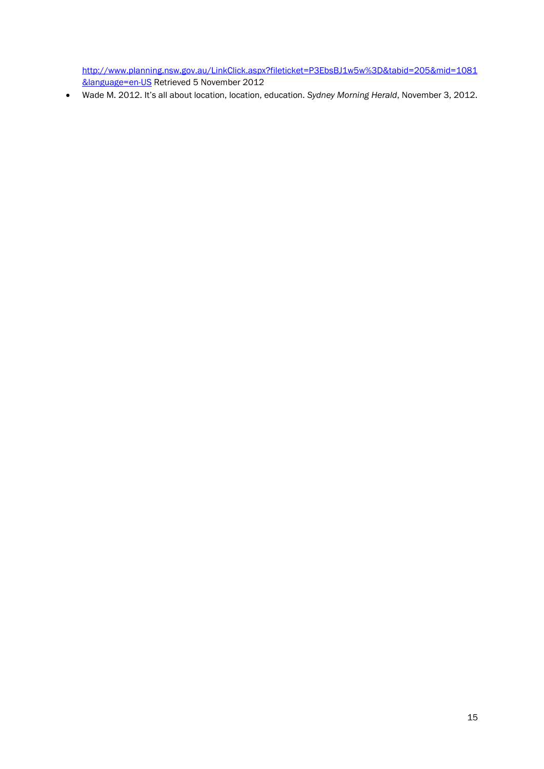http://www.planning.nsw.gov.au/LinkClick.aspx?fileticket=P3EbsBJ1w5w%3D&tabid=205&mid=1081&language=en-US Retrieved 5 November 2012

- Wade M. 2012. It's all about location, location, education. *Sydney Morning Herald*, November 3, 2012.